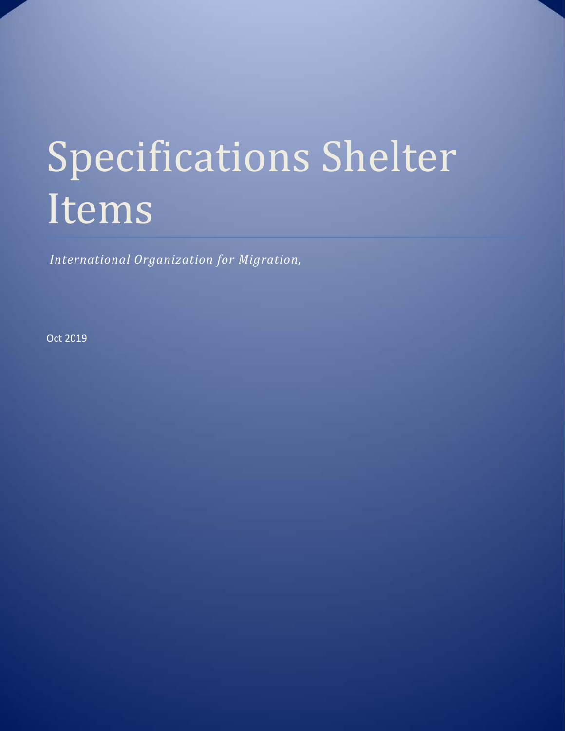# Specifications Shelter Items

*International Organization for Migration,*

Oct 2019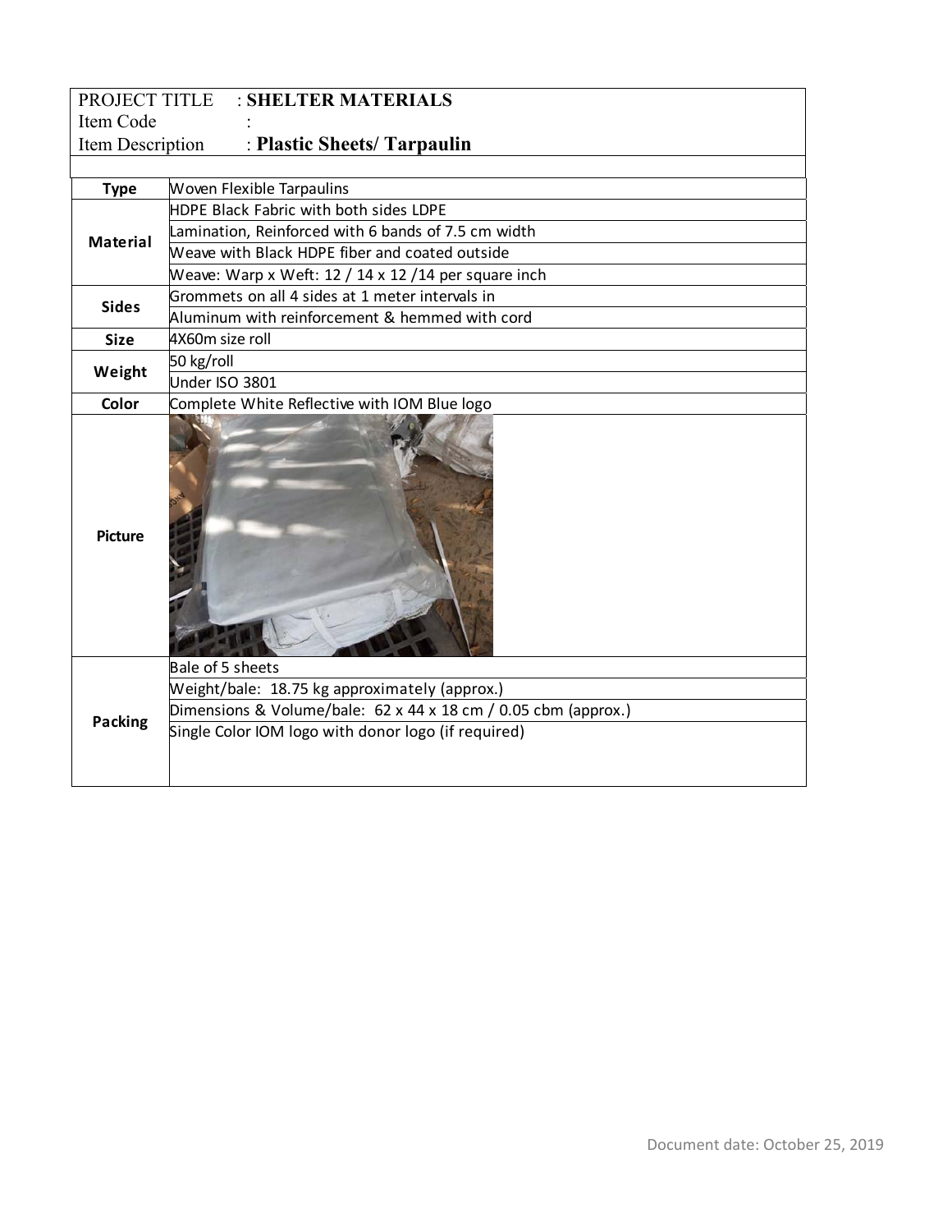PROJECT TITLE : **SHELTER MATERIALS**
Item Code :
Item Description : **Plastic Sheets/ Tarpaulin**

| | |
|---|---|
| **Type** | Woven Flexible Tarpaulins |
| **Material** | HDPE Black Fabric with both sides LDPE |
| | Lamination, Reinforced with 6 bands of 7.5 cm width |
| | Weave with Black HDPE fiber and coated outside |
| | Weave: Warp x Weft: 12 / 14 x 12 /14 per square inch |
| **Sides** | Grommets on all 4 sides at 1 meter intervals in |
| | Aluminum with reinforcement & hemmed with cord |
| **Size** | 4X60m size roll |
| **Weight** | 50 kg/roll |
| | Under ISO 3801 |
| **Color** | Complete White Reflective with IOM Blue logo |
| **Picture** | |
| **Packing** | Bale of 5 sheets |
| | Weight/bale: 18.75 kg approximately (approx.) |
| | Dimensions & Volume/bale: 62 x 44 x 18 cm / 0.05 cbm (approx.) |
| | Single Color IOM logo with donor logo (if required) |

Document date: October 25, 2019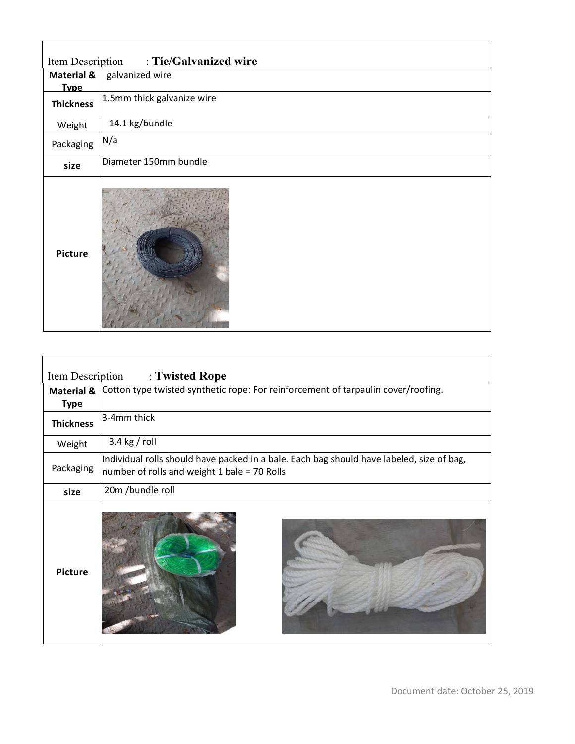| Item Description | : **Tie/Galvanized wire** |
| --- | --- |
| **Material & Type** | galvanized wire |
| **Thickness** | 1.5mm thick galvanize wire |
| Weight | 14.1 kg/bundle |
| Packaging | N/a |
| **size** | Diameter 150mm bundle |
| **Picture** | |

| Item Description | : **Twisted Rope** |
| --- | --- |
| **Material & Type** | Cotton type twisted synthetic rope: For reinforcement of tarpaulin cover/roofing. |
| **Thickness** | 3-4mm thick |
| Weight | 3.4 kg / roll |
| Packaging | Individual rolls should have packed in a bale. Each bag should have labeled, size of bag, number of rolls and weight 1 bale = 70 Rolls |
| **size** | 20m /bundle roll |
| **Picture** | |

Document date: October 25, 2019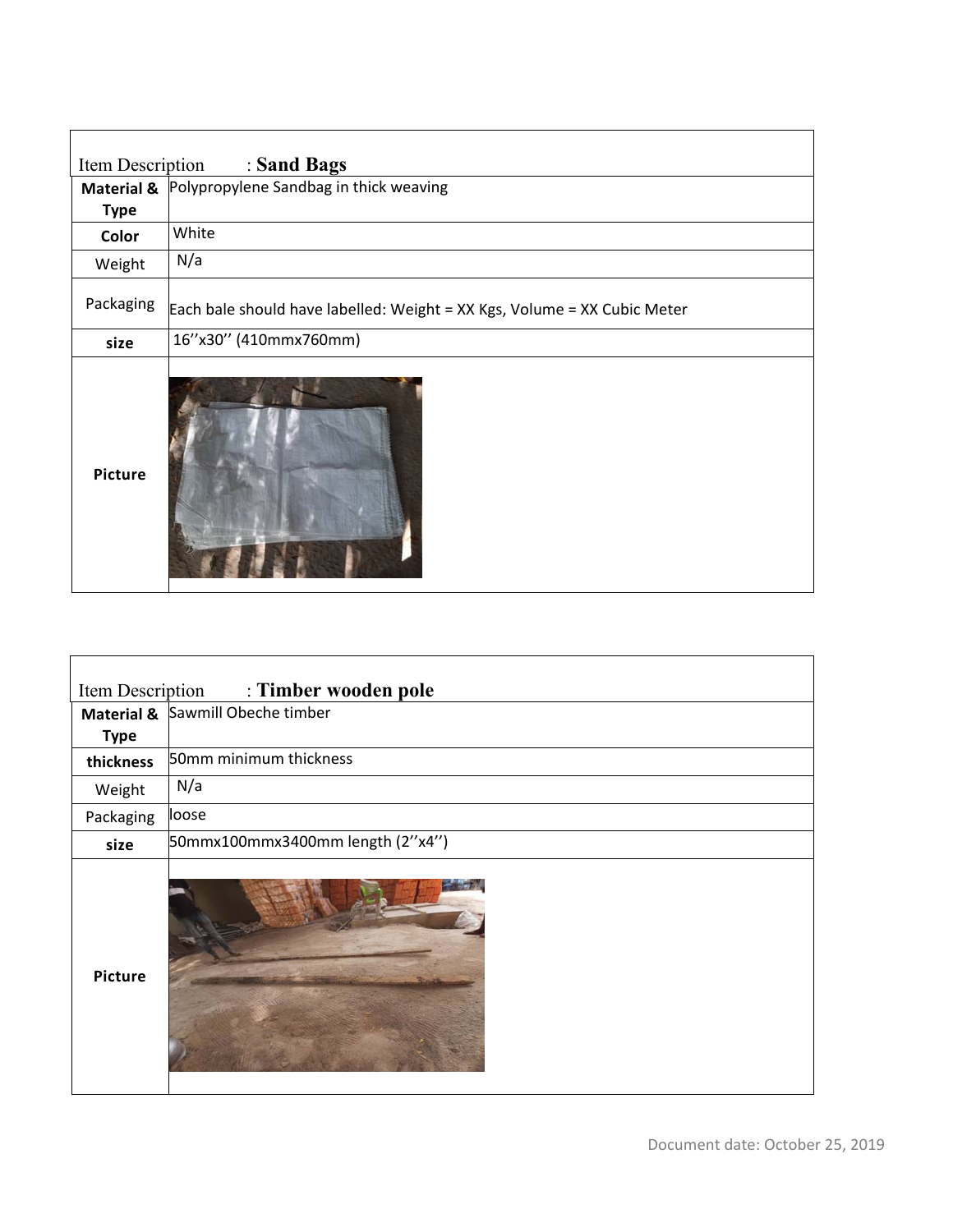| Item Description | : **Sand Bags** |
| --- | --- |
| **Material & Type** | Polypropylene Sandbag in thick weaving |
| **Color** | White |
| Weight | N/a |
| Packaging | Each bale should have labelled: Weight = XX Kgs, Volume = XX Cubic Meter |
| **size** | 16''x30'' (410mmx760mm) |
| **Picture** | |

| Item Description | : **Timber wooden pole** |
| --- | --- |
| **Material & Type** | Sawmill Obeche timber |
| **thickness** | 50mm minimum thickness |
| Weight | N/a |
| Packaging | loose |
| **size** | 50mmx100mmx3400mm length (2''x4'') |
| **Picture** | |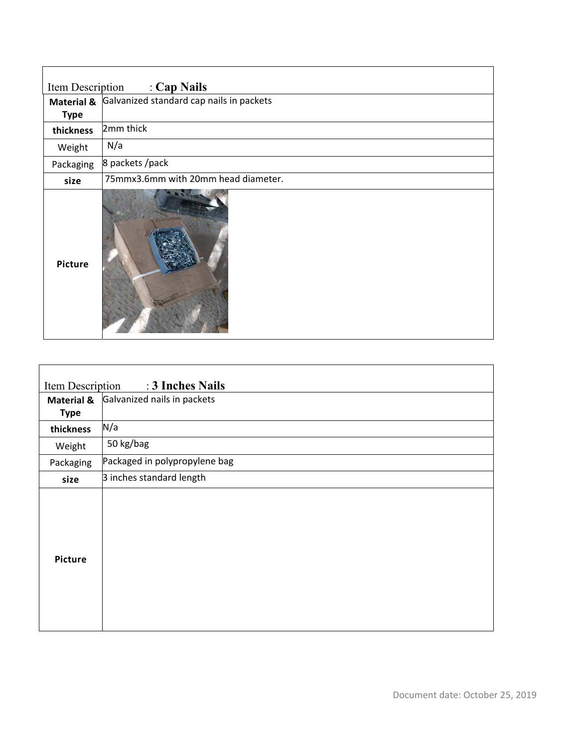| Item Description | : **Cap Nails** |
|---|---|
| **Material & Type** | Galvanized standard cap nails in packets |
| **thickness** | 2mm thick |
| Weight | N/a |
| Packaging | 8 packets /pack |
| **size** | 75mmx3.6mm with 20mm head diameter. |
| **Picture** | |

| Item Description | : **3 Inches Nails** |
|---|---|
| **Material & Type** | Galvanized nails in packets |
| **thickness** | N/a |
| Weight | 50 kg/bag |
| Packaging | Packaged in polypropylene bag |
| **size** | 3 inches standard length |
| **Picture** | |

Document date: October 25, 2019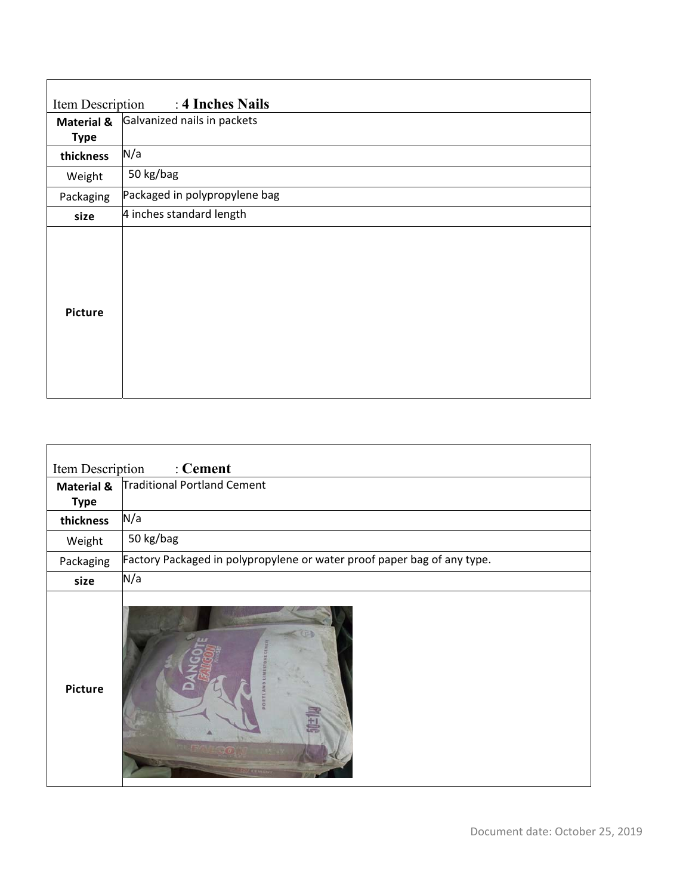| Item Description : **4 Inches Nails** | |
|---|---|
| **Material & Type** | Galvanized nails in packets |
| **thickness** | N/a |
| Weight | 50 kg/bag |
| Packaging | Packaged in polypropylene bag |
| **size** | 4 inches standard length |
| **Picture** | |

| Item Description : **Cement** | |
|---|---|
| **Material & Type** | Traditional Portland Cement |
| **thickness** | N/a |
| Weight | 50 kg/bag |
| Packaging | Factory Packaged in polypropylene or water proof paper bag of any type. |
| **size** | N/a |
| **Picture** | |

Document date: October 25, 2019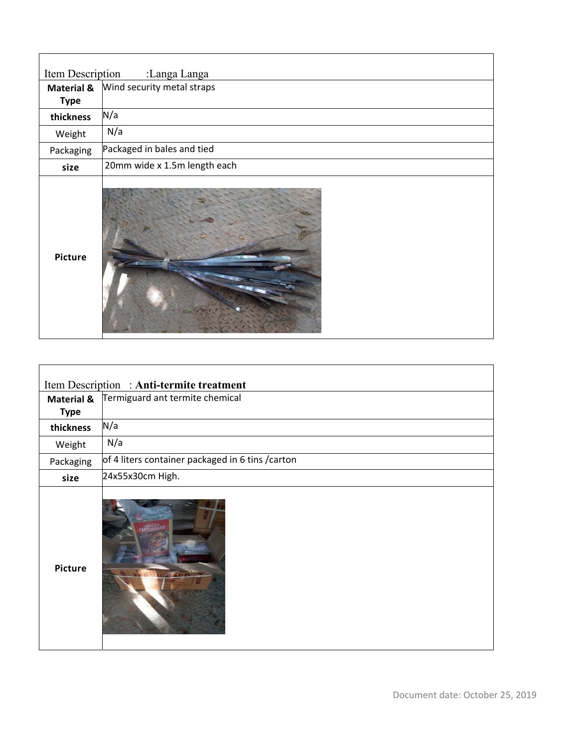| Item Description :Langa Langa | |
|---|---|
| **Material & Type** | Wind security metal straps |
| **thickness** | N/a |
| Weight | N/a |
| Packaging | Packaged in bales and tied |
| **size** | 20mm wide x 1.5m length each |
| **Picture** | |

| Item Description : **Anti-termite treatment** | |
|---|---|
| **Material & Type** | Termiguard ant termite chemical |
| **thickness** | N/a |
| Weight | N/a |
| Packaging | of 4 liters container packaged in 6 tins /carton |
| **size** | 24x55x30cm High. |
| **Picture** | |

Document date: October 25, 2019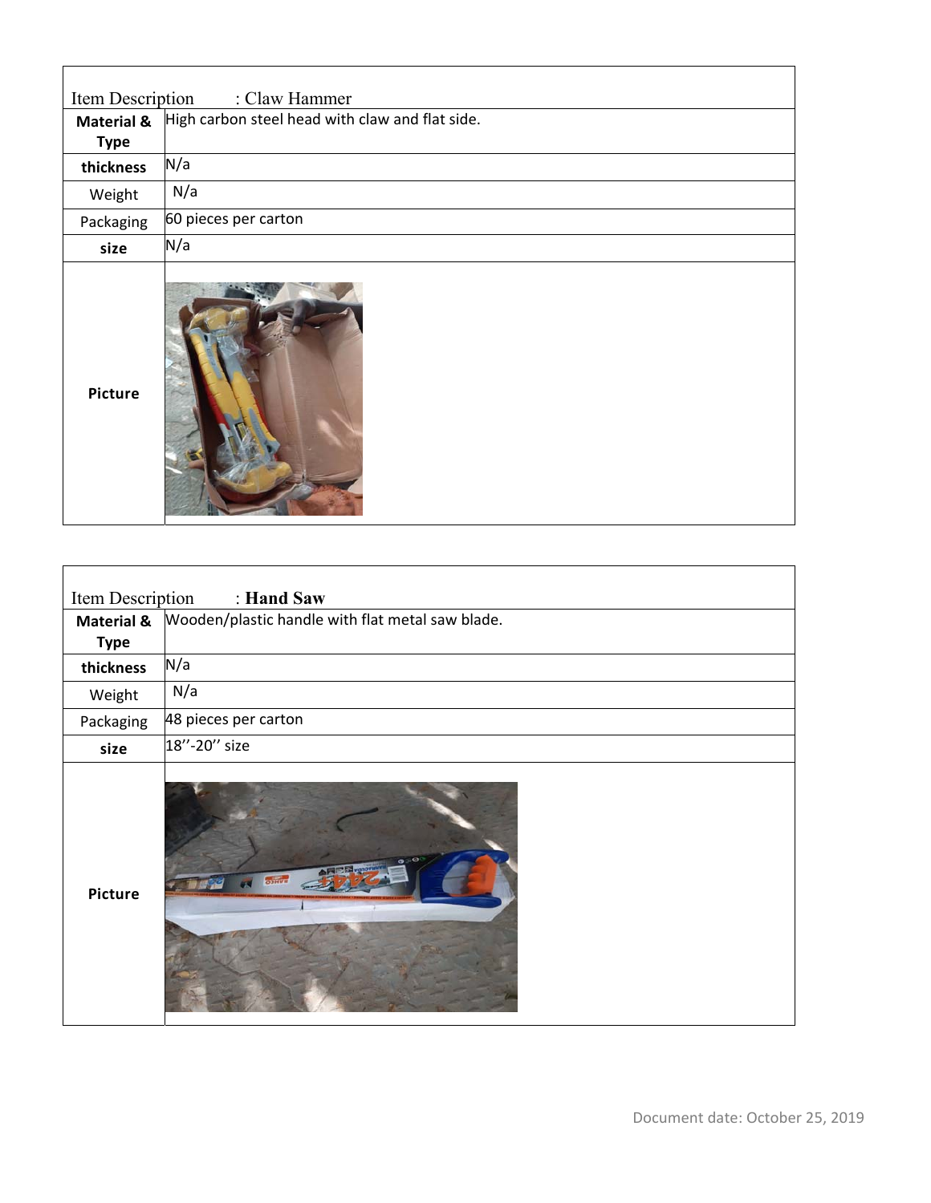| Item Description | : Claw Hammer |
|---|---|
| **Material & Type** | High carbon steel head with claw and flat side. |
| **thickness** | N/a |
| Weight | N/a |
| Packaging | 60 pieces per carton |
| **size** | N/a |
| **Picture** | |

| Item Description | : **Hand Saw** |
|---|---|
| **Material & Type** | Wooden/plastic handle with flat metal saw blade. |
| **thickness** | N/a |
| Weight | N/a |
| Packaging | 48 pieces per carton |
| **size** | 18''-20'' size |
| **Picture** | |

Document date: October 25, 2019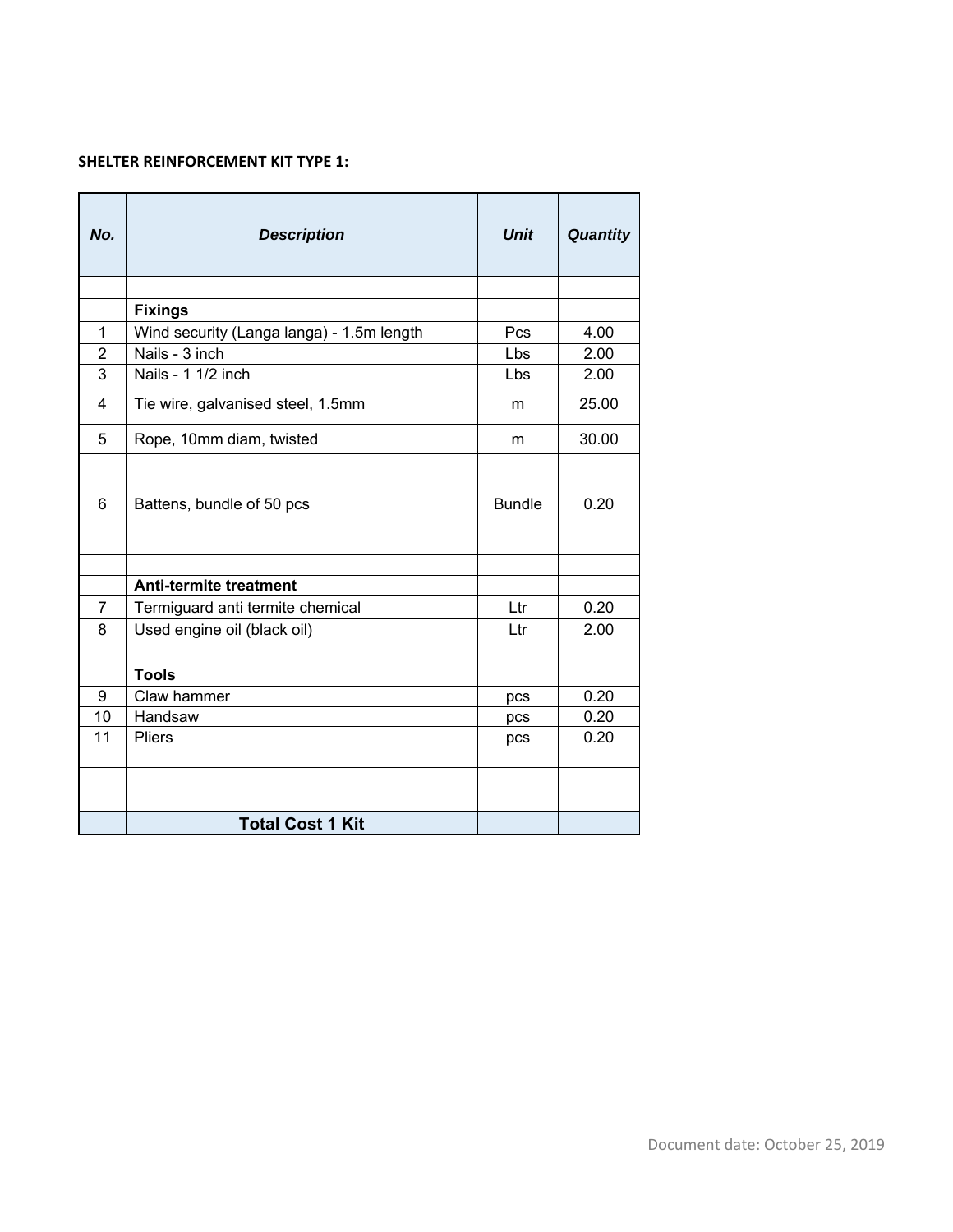**SHELTER REINFORCEMENT KIT TYPE 1:**

| No. | Description | Unit | Quantity |
|---|---|---|---|
| | | | |
| | **Fixings** | | |
| 1 | Wind security (Langa langa) - 1.5m length | Pcs | 4.00 |
| 2 | Nails - 3 inch | Lbs | 2.00 |
| 3 | Nails - 1 1/2 inch | Lbs | 2.00 |
| 4 | Tie wire, galvanised steel, 1.5mm | m | 25.00 |
| 5 | Rope, 10mm diam, twisted | m | 30.00 |
| 6 | Battens, bundle of 50 pcs | Bundle | 0.20 |
| | | | |
| | **Anti-termite treatment** | | |
| 7 | Termiguard anti termite chemical | Ltr | 0.20 |
| 8 | Used engine oil (black oil) | Ltr | 2.00 |
| | | | |
| | **Tools** | | |
| 9 | Claw hammer | pcs | 0.20 |
| 10 | Handsaw | pcs | 0.20 |
| 11 | Pliers | pcs | 0.20 |
| | | | |
| | | | |
| | | | |
| | **Total Cost 1 Kit** | | |

Document date: October 25, 2019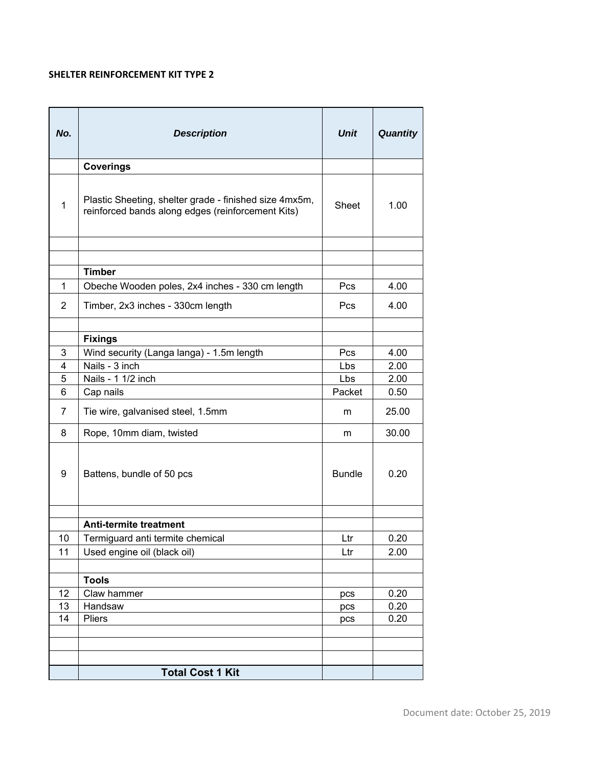**SHELTER REINFORCEMENT KIT TYPE 2**

| *No.* | *Description* | *Unit* | *Quantity* |
|---|---|---|---|
| | **Coverings** | | |
| 1 | Plastic Sheeting, shelter grade - finished size 4mx5m, reinforced bands along edges (reinforcement Kits) | Sheet | 1.00 |
| | | | |
| | | | |
| | **Timber** | | |
| 1 | Obeche Wooden poles, 2x4 inches - 330 cm length | Pcs | 4.00 |
| 2 | Timber, 2x3 inches - 330cm length | Pcs | 4.00 |
| | | | |
| | **Fixings** | | |
| 3 | Wind security (Langa langa) - 1.5m length | Pcs | 4.00 |
| 4 | Nails - 3 inch | Lbs | 2.00 |
| 5 | Nails - 1 1/2 inch | Lbs | 2.00 |
| 6 | Cap nails | Packet | 0.50 |
| 7 | Tie wire, galvanised steel, 1.5mm | m | 25.00 |
| 8 | Rope, 10mm diam, twisted | m | 30.00 |
| 9 | Battens, bundle of 50 pcs | Bundle | 0.20 |
| | | | |
| | **Anti-termite treatment** | | |
| 10 | Termiguard anti termite chemical | Ltr | 0.20 |
| 11 | Used engine oil (black oil) | Ltr | 2.00 |
| | | | |
| | **Tools** | | |
| 12 | Claw hammer | pcs | 0.20 |
| 13 | Handsaw | pcs | 0.20 |
| 14 | Pliers | pcs | 0.20 |
| | | | |
| | | | |
| | | | |
| | **Total Cost 1 Kit** | | |

Document date: October 25, 2019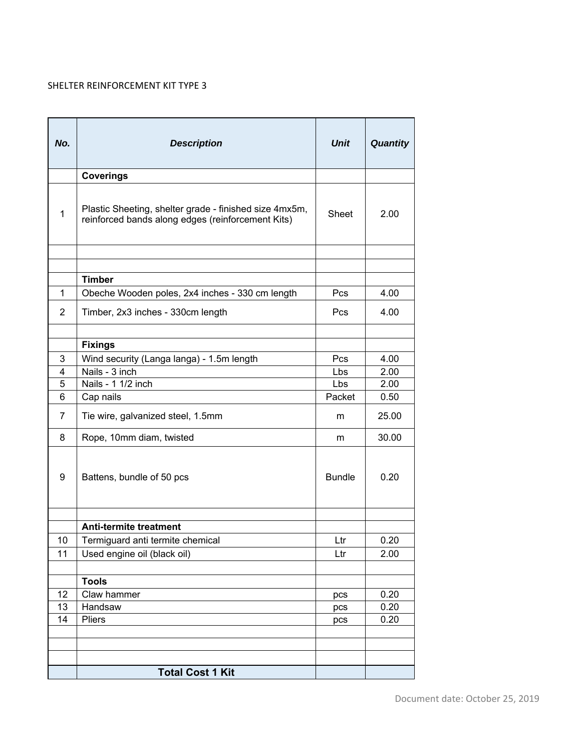SHELTER REINFORCEMENT KIT TYPE 3

| ***No.*** | ***Description*** | ***Unit*** | ***Quantity*** |
|---|---|---|---|
| | **Coverings** | | |
| 1 | Plastic Sheeting, shelter grade - finished size 4mx5m, reinforced bands along edges (reinforcement Kits) | Sheet | 2.00 |
| | | | |
| | | | |
| | **Timber** | | |
| 1 | Obeche Wooden poles, 2x4 inches - 330 cm length | Pcs | 4.00 |
| 2 | Timber, 2x3 inches - 330cm length | Pcs | 4.00 |
| | | | |
| | **Fixings** | | |
| 3 | Wind security (Langa langa) - 1.5m length | Pcs | 4.00 |
| 4 | Nails - 3 inch | Lbs | 2.00 |
| 5 | Nails - 1 1/2 inch | Lbs | 2.00 |
| 6 | Cap nails | Packet | 0.50 |
| 7 | Tie wire, galvanized steel, 1.5mm | m | 25.00 |
| 8 | Rope, 10mm diam, twisted | m | 30.00 |
| 9 | Battens, bundle of 50 pcs | Bundle | 0.20 |
| | | | |
| | **Anti-termite treatment** | | |
| 10 | Termiguard anti termite chemical | Ltr | 0.20 |
| 11 | Used engine oil (black oil) | Ltr | 2.00 |
| | | | |
| | **Tools** | | |
| 12 | Claw hammer | pcs | 0.20 |
| 13 | Handsaw | pcs | 0.20 |
| 14 | Pliers | pcs | 0.20 |
| | | | |
| | | | |
| | | | |
| | **Total Cost 1 Kit** | | |

Document date: October 25, 2019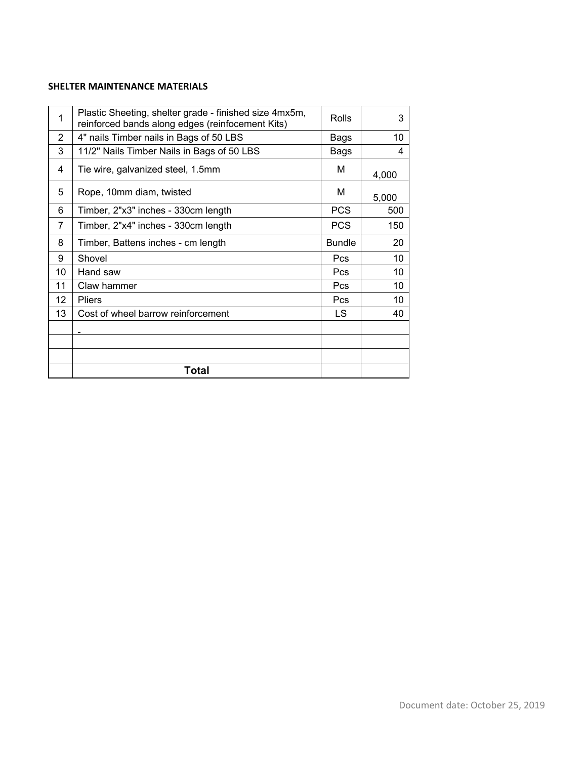**SHELTER MAINTENANCE MATERIALS**

| | | | |
|---|---|---|---|
| 1 | Plastic Sheeting, shelter grade - finished size 4mx5m, reinforced bands along edges (reinfocement Kits) | Rolls | 3 |
| 2 | 4" nails Timber nails in Bags of 50 LBS | Bags | 10 |
| 3 | 11/2" Nails Timber Nails in Bags of 50 LBS | Bags | 4 |
| 4 | Tie wire, galvanized steel, 1.5mm | M | 4,000 |
| 5 | Rope, 10mm diam, twisted | M | 5,000 |
| 6 | Timber, 2"x3" inches - 330cm length | PCS | 500 |
| 7 | Timber, 2"x4" inches - 330cm length | PCS | 150 |
| 8 | Timber, Battens inches - cm length | Bundle | 20 |
| 9 | Shovel | Pcs | 10 |
| 10 | Hand saw | Pcs | 10 |
| 11 | Claw hammer | Pcs | 10 |
| 12 | Pliers | Pcs | 10 |
| 13 | Cost of wheel barrow reinforcement | LS | 40 |
| | - | | |
| | | | |
| | | | |
| | **Total** | | |

Document date: October 25, 2019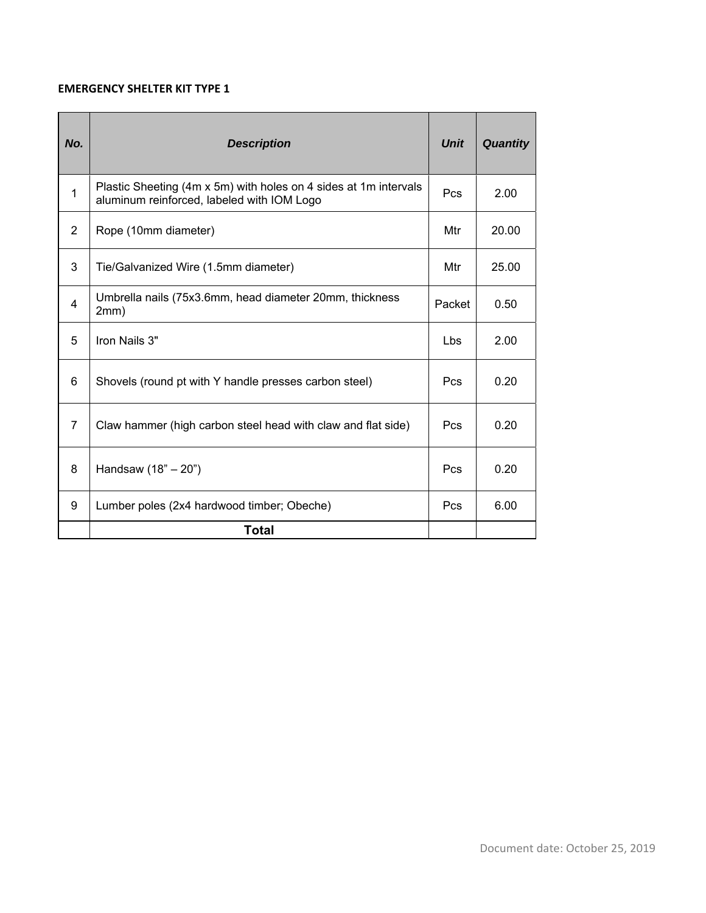**EMERGENCY SHELTER KIT TYPE 1**

| No. | Description | Unit | Quantity |
|---|---|---|---|
| 1 | Plastic Sheeting (4m x 5m) with holes on 4 sides at 1m intervals aluminum reinforced, labeled with IOM Logo | Pcs | 2.00 |
| 2 | Rope (10mm diameter) | Mtr | 20.00 |
| 3 | Tie/Galvanized Wire (1.5mm diameter) | Mtr | 25.00 |
| 4 | Umbrella nails (75x3.6mm, head diameter 20mm, thickness 2mm) | Packet | 0.50 |
| 5 | Iron Nails 3" | Lbs | 2.00 |
| 6 | Shovels (round pt with Y handle presses carbon steel) | Pcs | 0.20 |
| 7 | Claw hammer (high carbon steel head with claw and flat side) | Pcs | 0.20 |
| 8 | Handsaw (18” – 20”) | Pcs | 0.20 |
| 9 | Lumber poles (2x4 hardwood timber; Obeche) | Pcs | 6.00 |
| | **Total** | | |

Document date: October 25, 2019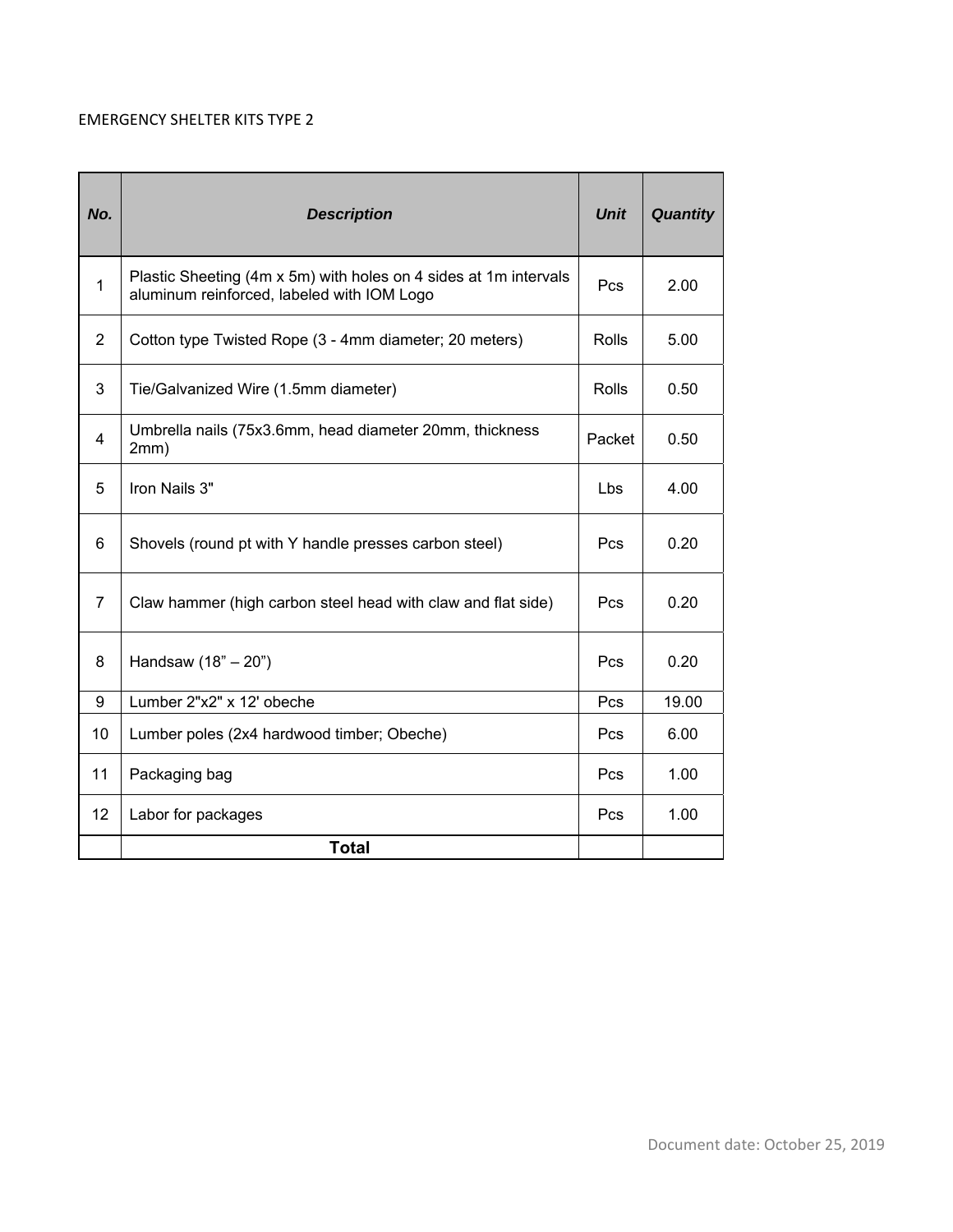EMERGENCY SHELTER KITS TYPE 2

| ***No.*** | ***Description*** | ***Unit*** | ***Quantity*** |
|---|---|---|---|
| 1 | Plastic Sheeting (4m x 5m) with holes on 4 sides at 1m intervals aluminum reinforced, labeled with IOM Logo | Pcs | 2.00 |
| 2 | Cotton type Twisted Rope (3 - 4mm diameter; 20 meters) | Rolls | 5.00 |
| 3 | Tie/Galvanized Wire (1.5mm diameter) | Rolls | 0.50 |
| 4 | Umbrella nails (75x3.6mm, head diameter 20mm, thickness 2mm) | Packet | 0.50 |
| 5 | Iron Nails 3" | Lbs | 4.00 |
| 6 | Shovels (round pt with Y handle presses carbon steel) | Pcs | 0.20 |
| 7 | Claw hammer (high carbon steel head with claw and flat side) | Pcs | 0.20 |
| 8 | Handsaw (18" – 20") | Pcs | 0.20 |
| 9 | Lumber 2"x2" x 12' obeche | Pcs | 19.00 |
| 10 | Lumber poles (2x4 hardwood timber; Obeche) | Pcs | 6.00 |
| 11 | Packaging bag | Pcs | 1.00 |
| 12 | Labor for packages | Pcs | 1.00 |
| | **Total** | | |

Document date: October 25, 2019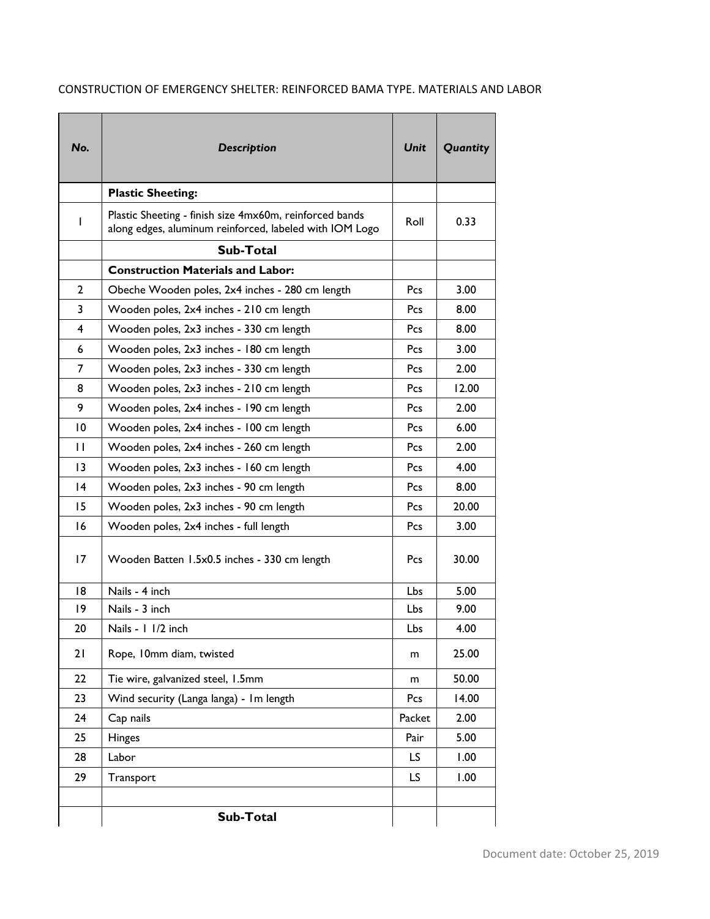CONSTRUCTION OF EMERGENCY SHELTER: REINFORCED BAMA TYPE. MATERIALS AND LABOR

| ***No.*** | ***Description*** | ***Unit*** | ***Quantity*** |
|---|---|---|---|
| | **Plastic Sheeting:** | | |
| 1 | Plastic Sheeting - finish size 4mx60m, reinforced bands along edges, aluminum reinforced, labeled with IOM Logo | Roll | 0.33 |
| | **Sub-Total** | | |
| | **Construction Materials and Labor:** | | |
| 2 | Obeche Wooden poles, 2x4 inches - 280 cm length | Pcs | 3.00 |
| 3 | Wooden poles, 2x4 inches - 210 cm length | Pcs | 8.00 |
| 4 | Wooden poles, 2x3 inches - 330 cm length | Pcs | 8.00 |
| 6 | Wooden poles, 2x3 inches - 180 cm length | Pcs | 3.00 |
| 7 | Wooden poles, 2x3 inches - 330 cm length | Pcs | 2.00 |
| 8 | Wooden poles, 2x3 inches - 210 cm length | Pcs | 12.00 |
| 9 | Wooden poles, 2x4 inches - 190 cm length | Pcs | 2.00 |
| 10 | Wooden poles, 2x4 inches - 100 cm length | Pcs | 6.00 |
| 11 | Wooden poles, 2x4 inches - 260 cm length | Pcs | 2.00 |
| 13 | Wooden poles, 2x3 inches - 160 cm length | Pcs | 4.00 |
| 14 | Wooden poles, 2x3 inches - 90 cm length | Pcs | 8.00 |
| 15 | Wooden poles, 2x3 inches - 90 cm length | Pcs | 20.00 |
| 16 | Wooden poles, 2x4 inches - full length | Pcs | 3.00 |
| 17 | Wooden Batten 1.5x0.5 inches - 330 cm length | Pcs | 30.00 |
| 18 | Nails - 4 inch | Lbs | 5.00 |
| 19 | Nails - 3 inch | Lbs | 9.00 |
| 20 | Nails - 1 1/2 inch | Lbs | 4.00 |
| 21 | Rope, 10mm diam, twisted | m | 25.00 |
| 22 | Tie wire, galvanized steel, 1.5mm | m | 50.00 |
| 23 | Wind security (Langa langa) - 1m length | Pcs | 14.00 |
| 24 | Cap nails | Packet | 2.00 |
| 25 | Hinges | Pair | 5.00 |
| 28 | Labor | LS | 1.00 |
| 29 | Transport | LS | 1.00 |
| | | | |
| | **Sub-Total** | | |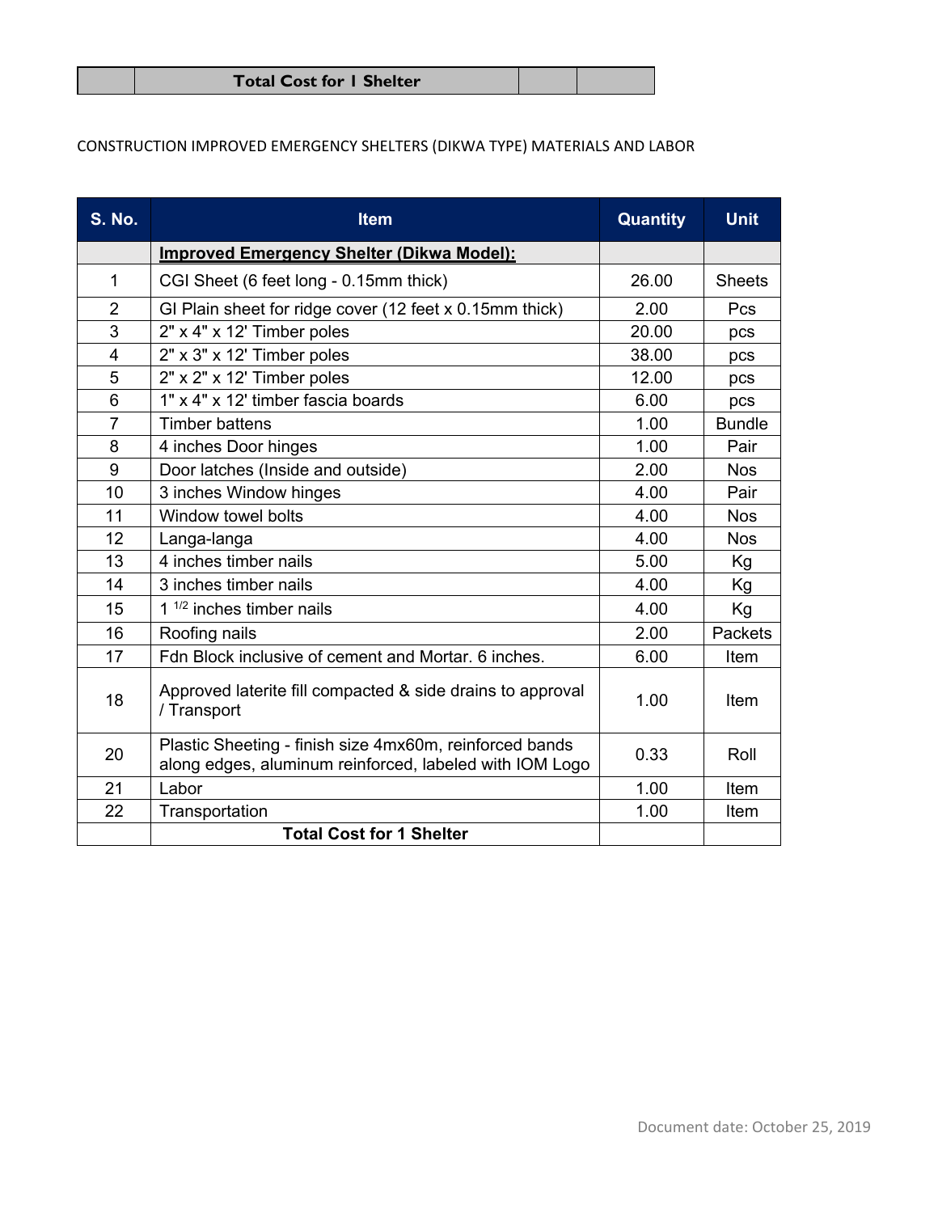| | Total Cost for I Shelter | | |
|---|---|---|---|

CONSTRUCTION IMPROVED EMERGENCY SHELTERS (DIKWA TYPE) MATERIALS AND LABOR

| S. No. | Item | Quantity | Unit |
|---|---|---|---|
| | **Improved Emergency Shelter (Dikwa Model):** | | |
| 1 | CGI Sheet (6 feet long - 0.15mm thick) | 26.00 | Sheets |
| 2 | GI Plain sheet for ridge cover (12 feet x 0.15mm thick) | 2.00 | Pcs |
| 3 | 2" x 4" x 12' Timber poles | 20.00 | pcs |
| 4 | 2" x 3" x 12' Timber poles | 38.00 | pcs |
| 5 | 2" x 2" x 12' Timber poles | 12.00 | pcs |
| 6 | 1" x 4" x 12' timber fascia boards | 6.00 | pcs |
| 7 | Timber battens | 1.00 | Bundle |
| 8 | 4 inches Door hinges | 1.00 | Pair |
| 9 | Door latches (Inside and outside) | 2.00 | Nos |
| 10 | 3 inches Window hinges | 4.00 | Pair |
| 11 | Window towel bolts | 4.00 | Nos |
| 12 | Langa-langa | 4.00 | Nos |
| 13 | 4 inches timber nails | 5.00 | Kg |
| 14 | 3 inches timber nails | 4.00 | Kg |
| 15 | 1 1/2 inches timber nails | 4.00 | Kg |
| 16 | Roofing nails | 2.00 | Packets |
| 17 | Fdn Block inclusive of cement and Mortar. 6 inches. | 6.00 | Item |
| 18 | Approved laterite fill compacted & side drains to approval / Transport | 1.00 | Item |
| 20 | Plastic Sheeting - finish size 4mx60m, reinforced bands along edges, aluminum reinforced, labeled with IOM Logo | 0.33 | Roll |
| 21 | Labor | 1.00 | Item |
| 22 | Transportation | 1.00 | Item |
| | **Total Cost for 1 Shelter** | | |

Document date: October 25, 2019